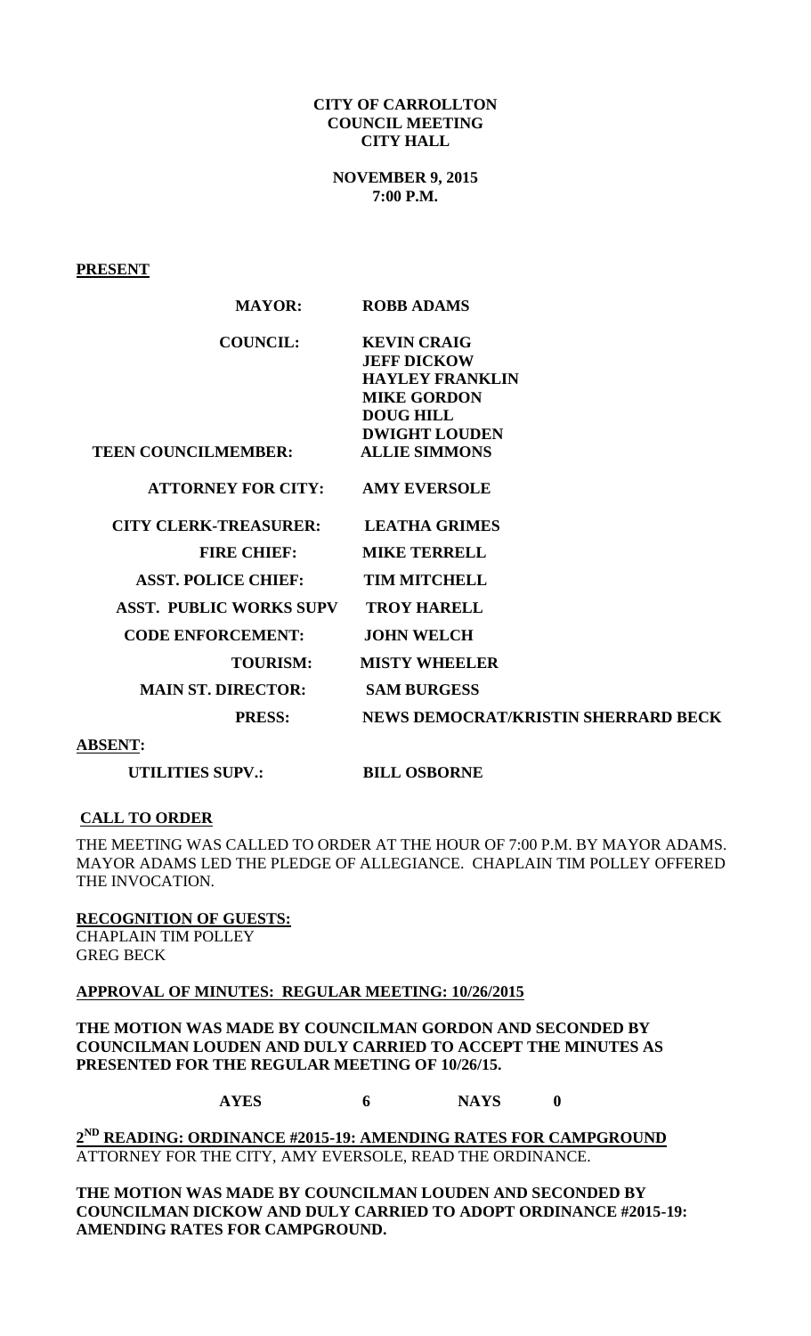**CITY OF CARROLLTON**
**COUNCIL MEETING**
**CITY HALL**

**NOVEMBER 9, 2015**
**7:00 P.M.**

**PRESENT**

| | |
|---|---|
| **MAYOR:** | **ROBB ADAMS** |
| **COUNCIL:** | **KEVIN CRAIG** |
| | **JEFF DICKOW** |
| | **HAYLEY FRANKLIN** |
| | **MIKE GORDON** |
| | **DOUG HILL** |
| | **DWIGHT LOUDEN** |
| **TEEN COUNCILMEMBER:** | **ALLIE SIMMONS** |
| **ATTORNEY FOR CITY:** | **AMY EVERSOLE** |
| **CITY CLERK-TREASURER:** | **LEATHA GRIMES** |
| **FIRE CHIEF:** | **MIKE TERRELL** |
| **ASST. POLICE CHIEF:** | **TIM MITCHELL** |
| **ASST. PUBLIC WORKS SUPV** | **TROY HARELL** |
| **CODE ENFORCEMENT:** | **JOHN WELCH** |
| **TOURISM:** | **MISTY WHEELER** |
| **MAIN ST. DIRECTOR:** | **SAM BURGESS** |
| **PRESS:** | **NEWS DEMOCRAT/KRISTIN SHERRARD BECK** |

**ABSENT:**

| | |
|---|---|
| **UTILITIES SUPV.:** | **BILL OSBORNE** |

**CALL TO ORDER**

THE MEETING WAS CALLED TO ORDER AT THE HOUR OF 7:00 P.M. BY MAYOR ADAMS. MAYOR ADAMS LED THE PLEDGE OF ALLEGIANCE. CHAPLAIN TIM POLLEY OFFERED THE INVOCATION.

**RECOGNITION OF GUESTS:**
CHAPLAIN TIM POLLEY
GREG BECK

**APPROVAL OF MINUTES: REGULAR MEETING: 10/26/2015**

**THE MOTION WAS MADE BY COUNCILMAN GORDON AND SECONDED BY COUNCILMAN LOUDEN AND DULY CARRIED TO ACCEPT THE MINUTES AS PRESENTED FOR THE REGULAR MEETING OF 10/26/15.**

**AYES 6 NAYS 0**

**2ND READING: ORDINANCE #2015-19: AMENDING RATES FOR CAMPGROUND**
ATTORNEY FOR THE CITY, AMY EVERSOLE, READ THE ORDINANCE.

**THE MOTION WAS MADE BY COUNCILMAN LOUDEN AND SECONDED BY COUNCILMAN DICKOW AND DULY CARRIED TO ADOPT ORDINANCE #2015-19: AMENDING RATES FOR CAMPGROUND.**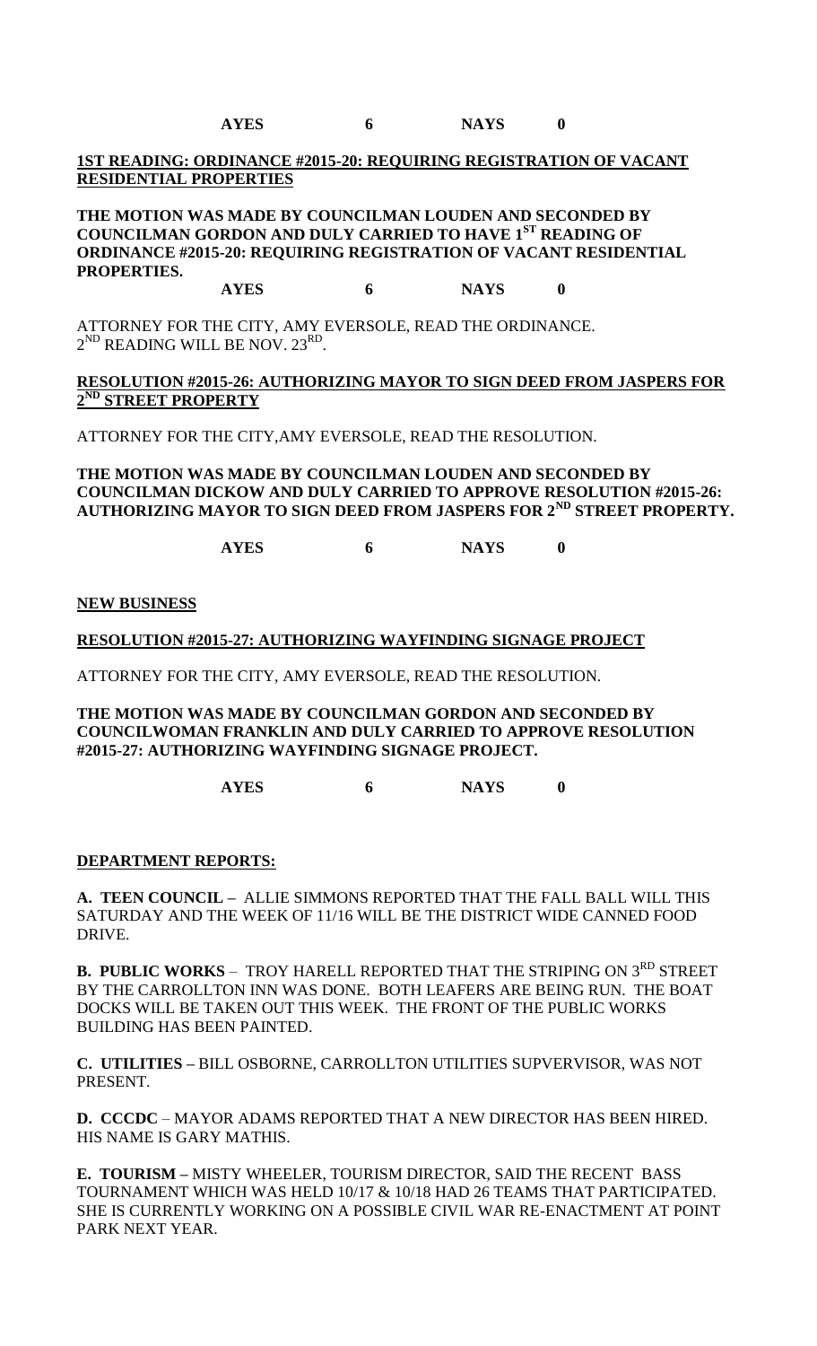**AYES 6 NAYS 0**

**1ST READING: ORDINANCE #2015-20: REQUIRING REGISTRATION OF VACANT RESIDENTIAL PROPERTIES**

**THE MOTION WAS MADE BY COUNCILMAN LOUDEN AND SECONDED BY COUNCILMAN GORDON AND DULY CARRIED TO HAVE 1ST READING OF ORDINANCE #2015-20: REQUIRING REGISTRATION OF VACANT RESIDENTIAL PROPERTIES.**

**AYES 6 NAYS 0**

ATTORNEY FOR THE CITY, AMY EVERSOLE, READ THE ORDINANCE.
2ND READING WILL BE NOV. 23RD.

**RESOLUTION #2015-26: AUTHORIZING MAYOR TO SIGN DEED FROM JASPERS FOR 2ND STREET PROPERTY**

ATTORNEY FOR THE CITY,AMY EVERSOLE, READ THE RESOLUTION.

**THE MOTION WAS MADE BY COUNCILMAN LOUDEN AND SECONDED BY COUNCILMAN DICKOW AND DULY CARRIED TO APPROVE RESOLUTION #2015-26: AUTHORIZING MAYOR TO SIGN DEED FROM JASPERS FOR 2ND STREET PROPERTY.**

**AYES 6 NAYS 0**

**NEW BUSINESS**

**RESOLUTION #2015-27: AUTHORIZING WAYFINDING SIGNAGE PROJECT**

ATTORNEY FOR THE CITY, AMY EVERSOLE, READ THE RESOLUTION.

**THE MOTION WAS MADE BY COUNCILMAN GORDON AND SECONDED BY COUNCILWOMAN FRANKLIN AND DULY CARRIED TO APPROVE RESOLUTION #2015-27: AUTHORIZING WAYFINDING SIGNAGE PROJECT.**

**AYES 6 NAYS 0**

**DEPARTMENT REPORTS:**

**A. TEEN COUNCIL –** ALLIE SIMMONS REPORTED THAT THE FALL BALL WILL THIS SATURDAY AND THE WEEK OF 11/16 WILL BE THE DISTRICT WIDE CANNED FOOD DRIVE.

**B. PUBLIC WORKS** – TROY HARELL REPORTED THAT THE STRIPING ON 3RD STREET BY THE CARROLLTON INN WAS DONE. BOTH LEAFERS ARE BEING RUN. THE BOAT DOCKS WILL BE TAKEN OUT THIS WEEK. THE FRONT OF THE PUBLIC WORKS BUILDING HAS BEEN PAINTED.

**C. UTILITIES –** BILL OSBORNE, CARROLLTON UTILITIES SUPVERVISOR, WAS NOT PRESENT.

**D. CCCDC** – MAYOR ADAMS REPORTED THAT A NEW DIRECTOR HAS BEEN HIRED. HIS NAME IS GARY MATHIS.

**E. TOURISM –** MISTY WHEELER, TOURISM DIRECTOR, SAID THE RECENT BASS TOURNAMENT WHICH WAS HELD 10/17 & 10/18 HAD 26 TEAMS THAT PARTICIPATED. SHE IS CURRENTLY WORKING ON A POSSIBLE CIVIL WAR RE-ENACTMENT AT POINT PARK NEXT YEAR.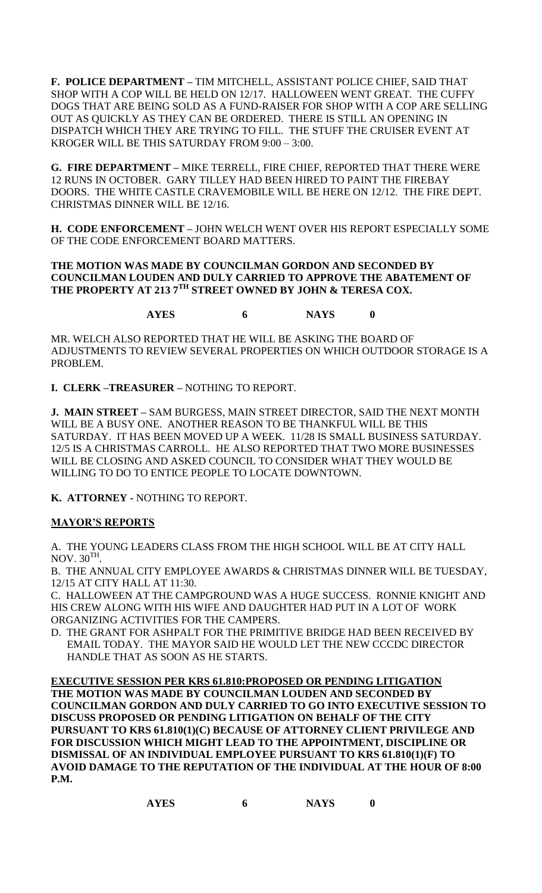**F. POLICE DEPARTMENT –** TIM MITCHELL, ASSISTANT POLICE CHIEF, SAID THAT SHOP WITH A COP WILL BE HELD ON 12/17. HALLOWEEN WENT GREAT. THE CUFFY DOGS THAT ARE BEING SOLD AS A FUND-RAISER FOR SHOP WITH A COP ARE SELLING OUT AS QUICKLY AS THEY CAN BE ORDERED. THERE IS STILL AN OPENING IN DISPATCH WHICH THEY ARE TRYING TO FILL. THE STUFF THE CRUISER EVENT AT KROGER WILL BE THIS SATURDAY FROM 9:00 – 3:00.

**G. FIRE DEPARTMENT –** MIKE TERRELL, FIRE CHIEF, REPORTED THAT THERE WERE 12 RUNS IN OCTOBER. GARY TILLEY HAD BEEN HIRED TO PAINT THE FIREBAY DOORS. THE WHITE CASTLE CRAVEMOBILE WILL BE HERE ON 12/12. THE FIRE DEPT. CHRISTMAS DINNER WILL BE 12/16.

**H. CODE ENFORCEMENT –** JOHN WELCH WENT OVER HIS REPORT ESPECIALLY SOME OF THE CODE ENFORCEMENT BOARD MATTERS.

**THE MOTION WAS MADE BY COUNCILMAN GORDON AND SECONDED BY COUNCILMAN LOUDEN AND DULY CARRIED TO APPROVE THE ABATEMENT OF THE PROPERTY AT 213 7TH STREET OWNED BY JOHN & TERESA COX.**

**AYES 6 NAYS 0**

MR. WELCH ALSO REPORTED THAT HE WILL BE ASKING THE BOARD OF ADJUSTMENTS TO REVIEW SEVERAL PROPERTIES ON WHICH OUTDOOR STORAGE IS A PROBLEM.

**I. CLERK –TREASURER –** NOTHING TO REPORT.

**J. MAIN STREET –** SAM BURGESS, MAIN STREET DIRECTOR, SAID THE NEXT MONTH WILL BE A BUSY ONE. ANOTHER REASON TO BE THANKFUL WILL BE THIS SATURDAY. IT HAS BEEN MOVED UP A WEEK. 11/28 IS SMALL BUSINESS SATURDAY. 12/5 IS A CHRISTMAS CARROLL. HE ALSO REPORTED THAT TWO MORE BUSINESSES WILL BE CLOSING AND ASKED COUNCIL TO CONSIDER WHAT THEY WOULD BE WILLING TO DO TO ENTICE PEOPLE TO LOCATE DOWNTOWN.

**K. ATTORNEY -** NOTHING TO REPORT.

**MAYOR'S REPORTS**

A. THE YOUNG LEADERS CLASS FROM THE HIGH SCHOOL WILL BE AT CITY HALL NOV. 30TH.

B. THE ANNUAL CITY EMPLOYEE AWARDS & CHRISTMAS DINNER WILL BE TUESDAY, 12/15 AT CITY HALL AT 11:30.

C. HALLOWEEN AT THE CAMPGROUND WAS A HUGE SUCCESS. RONNIE KNIGHT AND HIS CREW ALONG WITH HIS WIFE AND DAUGHTER HAD PUT IN A LOT OF WORK ORGANIZING ACTIVITIES FOR THE CAMPERS.

D. THE GRANT FOR ASHPALT FOR THE PRIMITIVE BRIDGE HAD BEEN RECEIVED BY EMAIL TODAY. THE MAYOR SAID HE WOULD LET THE NEW CCCDC DIRECTOR HANDLE THAT AS SOON AS HE STARTS.

**EXECUTIVE SESSION PER KRS 61.810:PROPOSED OR PENDING LITIGATION**

**THE MOTION WAS MADE BY COUNCILMAN LOUDEN AND SECONDED BY COUNCILMAN GORDON AND DULY CARRIED TO GO INTO EXECUTIVE SESSION TO DISCUSS PROPOSED OR PENDING LITIGATION ON BEHALF OF THE CITY PURSUANT TO KRS 61.810(1)(C) BECAUSE OF ATTORNEY CLIENT PRIVILEGE AND FOR DISCUSSION WHICH MIGHT LEAD TO THE APPOINTMENT, DISCIPLINE OR DISMISSAL OF AN INDIVIDUAL EMPLOYEE PURSUANT TO KRS 61.810(1)(F) TO AVOID DAMAGE TO THE REPUTATION OF THE INDIVIDUAL AT THE HOUR OF 8:00 P.M.**

**AYES 6 NAYS 0**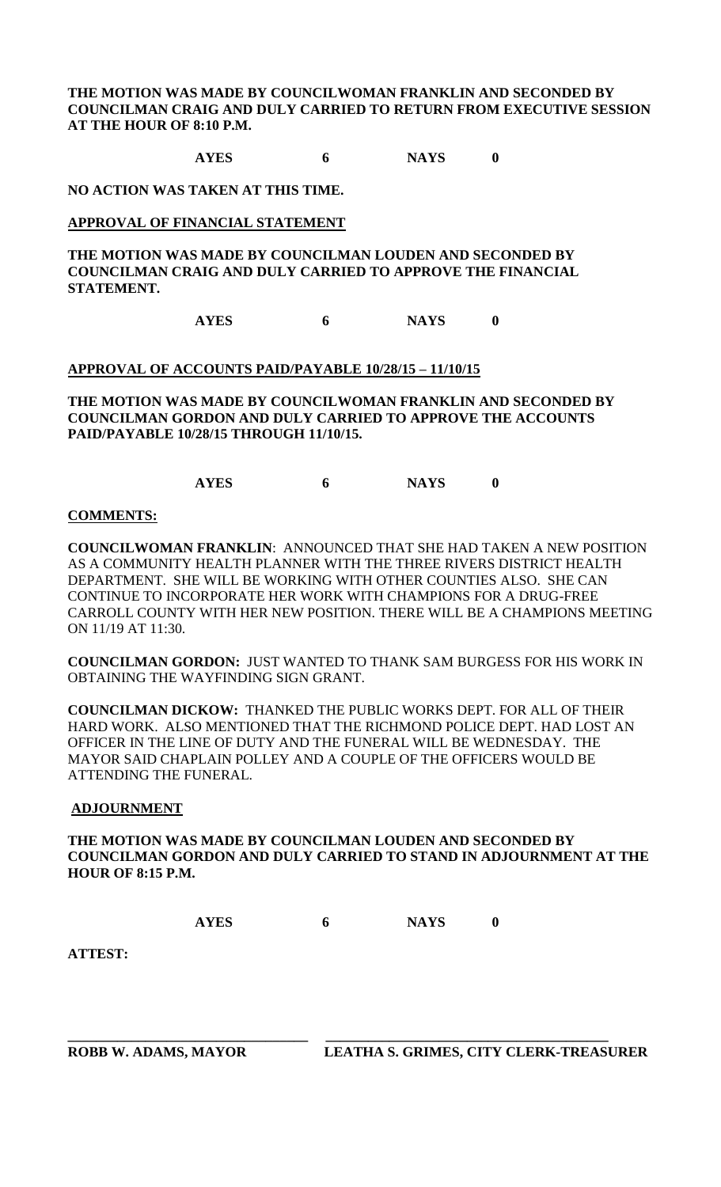**THE MOTION WAS MADE BY COUNCILWOMAN FRANKLIN AND SECONDED BY COUNCILMAN CRAIG AND DULY CARRIED TO RETURN FROM EXECUTIVE SESSION AT THE HOUR OF 8:10 P.M.**

**AYES 6 NAYS 0**

**NO ACTION WAS TAKEN AT THIS TIME.**

**APPROVAL OF FINANCIAL STATEMENT**

**THE MOTION WAS MADE BY COUNCILMAN LOUDEN AND SECONDED BY COUNCILMAN CRAIG AND DULY CARRIED TO APPROVE THE FINANCIAL STATEMENT.**

**AYES 6 NAYS 0**

**APPROVAL OF ACCOUNTS PAID/PAYABLE 10/28/15 – 11/10/15**

**THE MOTION WAS MADE BY COUNCILWOMAN FRANKLIN AND SECONDED BY COUNCILMAN GORDON AND DULY CARRIED TO APPROVE THE ACCOUNTS PAID/PAYABLE 10/28/15 THROUGH 11/10/15.**

**AYES 6 NAYS 0**

**COMMENTS:**

**COUNCILWOMAN FRANKLIN**: ANNOUNCED THAT SHE HAD TAKEN A NEW POSITION AS A COMMUNITY HEALTH PLANNER WITH THE THREE RIVERS DISTRICT HEALTH DEPARTMENT. SHE WILL BE WORKING WITH OTHER COUNTIES ALSO. SHE CAN CONTINUE TO INCORPORATE HER WORK WITH CHAMPIONS FOR A DRUG-FREE CARROLL COUNTY WITH HER NEW POSITION. THERE WILL BE A CHAMPIONS MEETING ON 11/19 AT 11:30.

**COUNCILMAN GORDON:** JUST WANTED TO THANK SAM BURGESS FOR HIS WORK IN OBTAINING THE WAYFINDING SIGN GRANT.

**COUNCILMAN DICKOW:** THANKED THE PUBLIC WORKS DEPT. FOR ALL OF THEIR HARD WORK. ALSO MENTIONED THAT THE RICHMOND POLICE DEPT. HAD LOST AN OFFICER IN THE LINE OF DUTY AND THE FUNERAL WILL BE WEDNESDAY. THE MAYOR SAID CHAPLAIN POLLEY AND A COUPLE OF THE OFFICERS WOULD BE ATTENDING THE FUNERAL.

**ADJOURNMENT**

**THE MOTION WAS MADE BY COUNCILMAN LOUDEN AND SECONDED BY COUNCILMAN GORDON AND DULY CARRIED TO STAND IN ADJOURNMENT AT THE HOUR OF 8:15 P.M.**

**AYES 6 NAYS 0**

**ATTEST:**

\_\_\_\_\_\_\_\_\_\_\_\_\_\_\_\_\_\_\_\_\_\_\_\_\_\_\_\_\_\_\_\_ \_\_\_\_\_\_\_\_\_\_\_\_\_\_\_\_\_\_\_\_\_\_\_\_\_\_\_\_\_\_\_\_\_\_\_\_\_\_

**ROBB W. ADAMS, MAYOR** **LEATHA S. GRIMES, CITY CLERK-TREASURER**